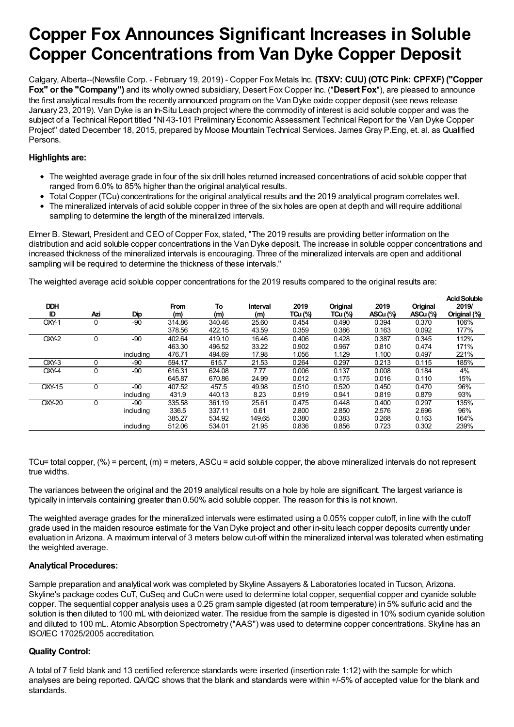# Copper Fox Announces Significant Increases in Soluble Copper Concentrations from Van Dyke Copper Deposit

Calgary, Alberta--(Newsfile Corp. - February 19, 2019) - Copper Fox Metals Inc. **(TSXV: CUU) (OTC Pink: CPFXF) ("Copper Fox" or the "Company")** and its wholly owned subsidiary, Desert Fox Copper Inc. ("**Desert Fox**"), are pleased to announce the first analytical results from the recently announced program on the Van Dyke oxide copper deposit (see news release January 23, 2019). Van Dyke is an In-Situ Leach project where the commodity of interest is acid soluble copper and was the subject of a Technical Report titled "NI 43-101 Preliminary Economic Assessment Technical Report for the Van Dyke Copper Project" dated December 18, 2015, prepared by Moose Mountain Technical Services. James Gray P.Eng, et. al. as Qualified Persons.

### Highlights are:

- The weighted average grade in four of the six drill holes returned increased concentrations of acid soluble copper that ranged from 6.0% to 85% higher than the original analytical results.
- Total Copper (TCu) concentrations for the original analytical results and the 2019 analytical program correlates well.
- The mineralized intervals of acid soluble copper in three of the six holes are open at depth and will require additional sampling to determine the length of the mineralized intervals.

Elmer B. Stewart, President and CEO of Copper Fox, stated, "The 2019 results are providing better information on the distribution and acid soluble copper concentrations in the Van Dyke deposit. The increase in soluble copper concentrations and increased thickness of the mineralized intervals is encouraging. Three of the mineralized intervals are open and additional sampling will be required to determine the thickness of these intervals."

The weighted average acid soluble copper concentrations for the 2019 results compared to the original results are:

| DDH ID | Azi | Dip | From (m) | To (m) | Interval (m) | 2019 TCu (%) | Original TCu (%) | 2019 ASCu (%) | Original ASCu (%) | Acid Soluble 2019/ Original (%) |
|---|---|---|---|---|---|---|---|---|---|---|
| OXY-1 | 0 | -90 | 314.86 | 340.46 | 25.60 | 0.454 | 0.490 | 0.394 | 0.370 | 106% |
| | | | 378.56 | 422.15 | 43.59 | 0.359 | 0.386 | 0.163 | 0.092 | 177% |
| OXY-2 | 0 | -90 | 402.64 | 419.10 | 16.46 | 0.406 | 0.428 | 0.387 | 0.345 | 112% |
| | | | 463.30 | 496.52 | 33.22 | 0.902 | 0.967 | 0.810 | 0.474 | 171% |
| | | including | 476.71 | 494.69 | 17.98 | 1.056 | 1.129 | 1.100 | 0.497 | 221% |
| OXY-3 | 0 | -90 | 594.17 | 615.7 | 21.53 | 0.264 | 0.297 | 0.213 | 0.115 | 185% |
| OXY-4 | 0 | -90 | 616.31 | 624.08 | 7.77 | 0.006 | 0.137 | 0.008 | 0.184 | 4% |
| | | | 645.87 | 670.86 | 24.99 | 0.012 | 0.175 | 0.016 | 0.110 | 15% |
| OXY-15 | 0 | -90 | 407.52 | 457.5 | 49.98 | 0.510 | 0.520 | 0.450 | 0.470 | 96% |
| | | including | 431.9 | 440.13 | 8.23 | 0.919 | 0.941 | 0.819 | 0.879 | 93% |
| OXY-20 | 0 | -90 | 335.58 | 361.19 | 25.61 | 0.475 | 0.448 | 0.400 | 0.297 | 135% |
| | | including | 336.5 | 337.11 | 0.61 | 2.800 | 2.850 | 2.576 | 2.696 | 96% |
| | | | 385.27 | 534.92 | 149.65 | 0.380 | 0.383 | 0.268 | 0.163 | 164% |
| | | including | 512.06 | 534.01 | 21.95 | 0.836 | 0.856 | 0.723 | 0.302 | 239% |

TCu= total copper, (%) = percent, (m) = meters, ASCu = acid soluble copper, the above mineralized intervals do not represent true widths.

The variances between the original and the 2019 analytical results on a hole by hole are significant. The largest variance is typically in intervals containing greater than 0.50% acid soluble copper. The reason for this is not known.

The weighted average grades for the mineralized intervals were estimated using a 0.05% copper cutoff, in line with the cutoff grade used in the maiden resource estimate for the Van Dyke project and other in-situ leach copper deposits currently under evaluation in Arizona. A maximum interval of 3 meters below cut-off within the mineralized interval was tolerated when estimating the weighted average.

### Analytical Procedures:

Sample preparation and analytical work was completed by Skyline Assayers & Laboratories located in Tucson, Arizona. Skyline's package codes CuT, CuSeq and CuCn were used to determine total copper, sequential copper and cyanide soluble copper. The sequential copper analysis uses a 0.25 gram sample digested (at room temperature) in 5% sulfuric acid and the solution is then diluted to 100 mL with deionized water. The residue from the sample is digested in 10% sodium cyanide solution and diluted to 100 mL. Atomic Absorption Spectrometry ("AAS") was used to determine copper concentrations. Skyline has an ISO/IEC 17025/2005 accreditation.

### Quality Control:

A total of 7 field blank and 13 certified reference standards were inserted (insertion rate 1:12) with the sample for which analyses are being reported. QA/QC shows that the blank and standards were within +/-5% of accepted value for the blank and standards.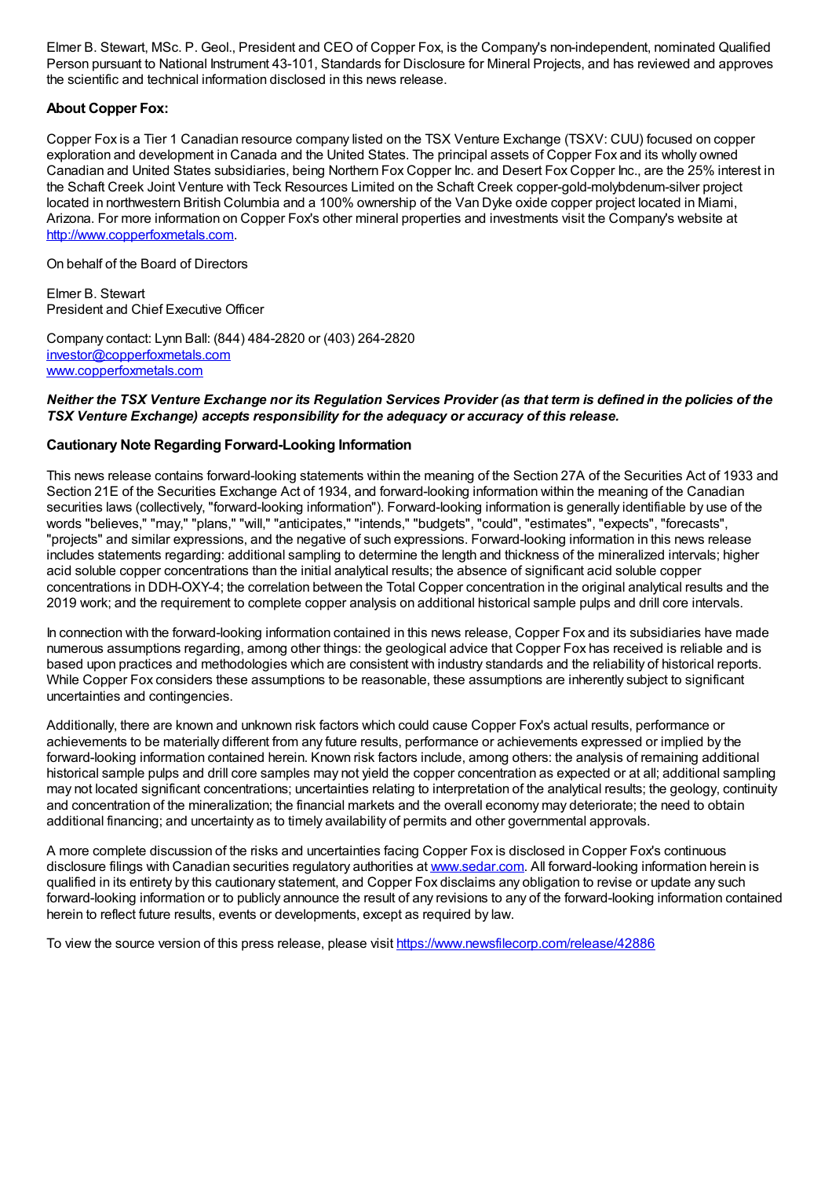Elmer B. Stewart, MSc. P. Geol., President and CEO of Copper Fox, is the Company's non-independent, nominated Qualified Person pursuant to National Instrument 43-101, Standards for Disclosure for Mineral Projects, and has reviewed and approves the scientific and technical information disclosed in this news release.

**About Copper Fox:**

Copper Fox is a Tier 1 Canadian resource company listed on the TSX Venture Exchange (TSXV: CUU) focused on copper exploration and development in Canada and the United States. The principal assets of Copper Fox and its wholly owned Canadian and United States subsidiaries, being Northern Fox Copper Inc. and Desert Fox Copper Inc., are the 25% interest in the Schaft Creek Joint Venture with Teck Resources Limited on the Schaft Creek copper-gold-molybdenum-silver project located in northwestern British Columbia and a 100% ownership of the Van Dyke oxide copper project located in Miami, Arizona. For more information on Copper Fox's other mineral properties and investments visit the Company's website at [http://www.copperfoxmetals.com](http://www.copperfoxmetals.com).

On behalf of the Board of Directors

Elmer B. Stewart
President and Chief Executive Officer

Company contact: Lynn Ball: (844) 484-2820 or (403) 264-2820
[investor@copperfoxmetals.com](mailto:investor@copperfoxmetals.com)
[www.copperfoxmetals.com](http://www.copperfoxmetals.com)

***Neither the TSX Venture Exchange nor its Regulation Services Provider (as that term is defined in the policies of the TSX Venture Exchange) accepts responsibility for the adequacy or accuracy of this release.***

**Cautionary Note Regarding Forward-Looking Information**

This news release contains forward-looking statements within the meaning of the Section 27A of the Securities Act of 1933 and Section 21E of the Securities Exchange Act of 1934, and forward-looking information within the meaning of the Canadian securities laws (collectively, "forward-looking information"). Forward-looking information is generally identifiable by use of the words "believes," "may," "plans," "will," "anticipates," "intends," "budgets", "could", "estimates", "expects", "forecasts", "projects" and similar expressions, and the negative of such expressions. Forward-looking information in this news release includes statements regarding: additional sampling to determine the length and thickness of the mineralized intervals; higher acid soluble copper concentrations than the initial analytical results; the absence of significant acid soluble copper concentrations in DDH-OXY-4; the correlation between the Total Copper concentration in the original analytical results and the 2019 work; and the requirement to complete copper analysis on additional historical sample pulps and drill core intervals.

In connection with the forward-looking information contained in this news release, Copper Fox and its subsidiaries have made numerous assumptions regarding, among other things: the geological advice that Copper Fox has received is reliable and is based upon practices and methodologies which are consistent with industry standards and the reliability of historical reports. While Copper Fox considers these assumptions to be reasonable, these assumptions are inherently subject to significant uncertainties and contingencies.

Additionally, there are known and unknown risk factors which could cause Copper Fox's actual results, performance or achievements to be materially different from any future results, performance or achievements expressed or implied by the forward-looking information contained herein. Known risk factors include, among others: the analysis of remaining additional historical sample pulps and drill core samples may not yield the copper concentration as expected or at all; additional sampling may not located significant concentrations; uncertainties relating to interpretation of the analytical results; the geology, continuity and concentration of the mineralization; the financial markets and the overall economy may deteriorate; the need to obtain additional financing; and uncertainty as to timely availability of permits and other governmental approvals.

A more complete discussion of the risks and uncertainties facing Copper Fox is disclosed in Copper Fox's continuous disclosure filings with Canadian securities regulatory authorities at [www.sedar.com](http://www.sedar.com). All forward-looking information herein is qualified in its entirety by this cautionary statement, and Copper Fox disclaims any obligation to revise or update any such forward-looking information or to publicly announce the result of any revisions to any of the forward-looking information contained herein to reflect future results, events or developments, except as required by law.

To view the source version of this press release, please visit [https://www.newsfilecorp.com/release/42886](https://www.newsfilecorp.com/release/42886)